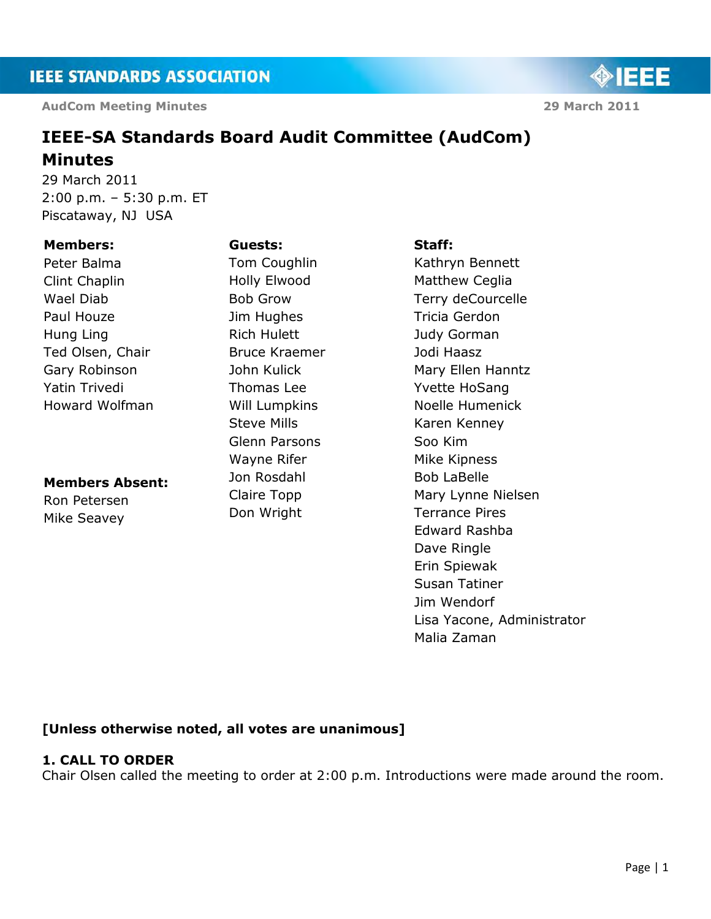# IEEE-SA Standards Board Audit Committee (AudCom) Minutes

29 March 2011
2:00 p.m. – 5:30 p.m. ET
Piscataway, NJ USA

**Members:**
Peter Balma
Clint Chaplin
Wael Diab
Paul Houze
Hung Ling
Ted Olsen, Chair
Gary Robinson
Yatin Trivedi
Howard Wolfman

**Members Absent:**
Ron Petersen
Mike Seavey

**Guests:**
Tom Coughlin
Holly Elwood
Bob Grow
Jim Hughes
Rich Hulett
Bruce Kraemer
John Kulick
Thomas Lee
Will Lumpkins
Steve Mills
Glenn Parsons
Wayne Rifer
Jon Rosdahl
Claire Topp
Don Wright

**Staff:**
Kathryn Bennett
Matthew Ceglia
Terry deCourcelle
Tricia Gerdon
Judy Gorman
Jodi Haasz
Mary Ellen Hanntz
Yvette HoSang
Noelle Humenick
Karen Kenney
Soo Kim
Mike Kipness
Bob LaBelle
Mary Lynne Nielsen
Terrance Pires
Edward Rashba
Dave Ringle
Erin Spiewak
Susan Tatiner
Jim Wendorf
Lisa Yacone, Administrator
Malia Zaman

**[Unless otherwise noted, all votes are unanimous]**

**1. CALL TO ORDER**

Chair Olsen called the meeting to order at 2:00 p.m. Introductions were made around the room.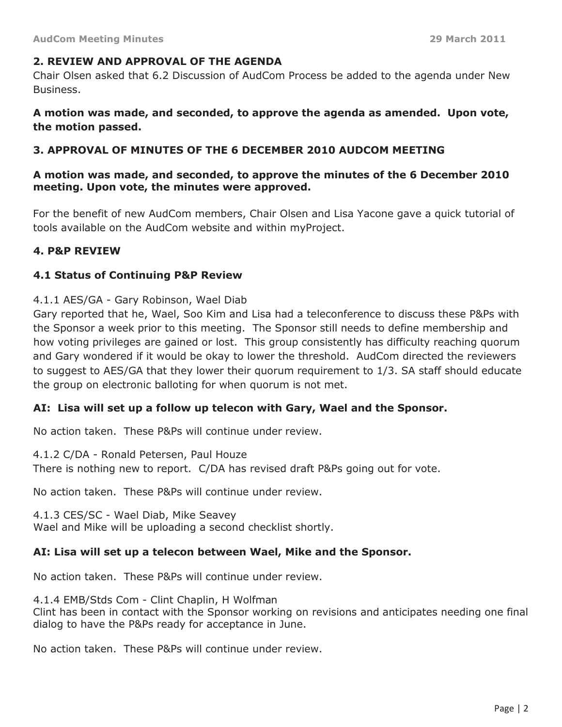## 2. REVIEW AND APPROVAL OF THE AGENDA

Chair Olsen asked that 6.2 Discussion of AudCom Process be added to the agenda under New Business.

**A motion was made, and seconded, to approve the agenda as amended. Upon vote, the motion passed.**

## 3. APPROVAL OF MINUTES OF THE 6 DECEMBER 2010 AUDCOM MEETING

**A motion was made, and seconded, to approve the minutes of the 6 December 2010 meeting. Upon vote, the minutes were approved.**

For the benefit of new AudCom members, Chair Olsen and Lisa Yacone gave a quick tutorial of tools available on the AudCom website and within myProject.

## 4. P&P REVIEW

### 4.1 Status of Continuing P&P Review

4.1.1 AES/GA - Gary Robinson, Wael Diab

Gary reported that he, Wael, Soo Kim and Lisa had a teleconference to discuss these P&Ps with the Sponsor a week prior to this meeting. The Sponsor still needs to define membership and how voting privileges are gained or lost. This group consistently has difficulty reaching quorum and Gary wondered if it would be okay to lower the threshold. AudCom directed the reviewers to suggest to AES/GA that they lower their quorum requirement to 1/3. SA staff should educate the group on electronic balloting for when quorum is not met.

**AI: Lisa will set up a follow up telecon with Gary, Wael and the Sponsor.**

No action taken. These P&Ps will continue under review.

4.1.2 C/DA - Ronald Petersen, Paul Houze

There is nothing new to report. C/DA has revised draft P&Ps going out for vote.

No action taken. These P&Ps will continue under review.

4.1.3 CES/SC - Wael Diab, Mike Seavey

Wael and Mike will be uploading a second checklist shortly.

**AI: Lisa will set up a telecon between Wael, Mike and the Sponsor.**

No action taken. These P&Ps will continue under review.

4.1.4 EMB/Stds Com - Clint Chaplin, H Wolfman

Clint has been in contact with the Sponsor working on revisions and anticipates needing one final dialog to have the P&Ps ready for acceptance in June.

No action taken. These P&Ps will continue under review.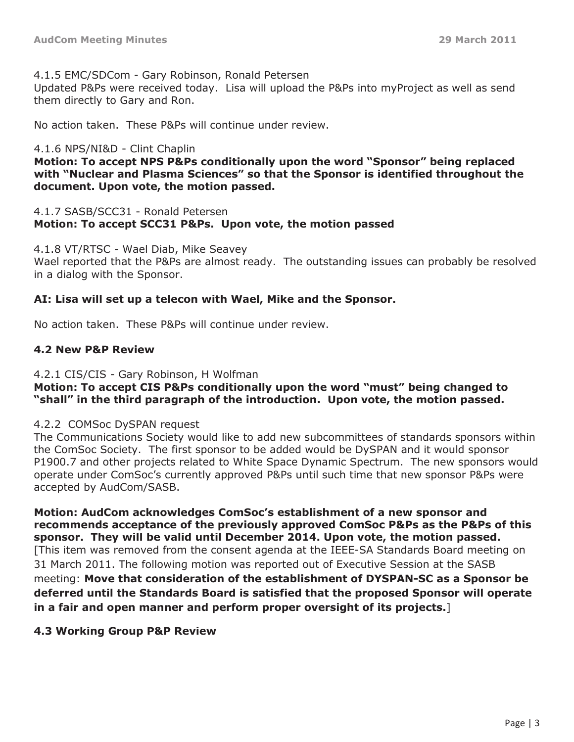4.1.5 EMC/SDCom - Gary Robinson, Ronald Petersen

Updated P&Ps were received today. Lisa will upload the P&Ps into myProject as well as send them directly to Gary and Ron.

No action taken. These P&Ps will continue under review.

4.1.6 NPS/NI&D - Clint Chaplin

**Motion: To accept NPS P&Ps conditionally upon the word "Sponsor" being replaced with "Nuclear and Plasma Sciences" so that the Sponsor is identified throughout the document. Upon vote, the motion passed.**

4.1.7 SASB/SCC31 - Ronald Petersen

**Motion: To accept SCC31 P&Ps. Upon vote, the motion passed**

4.1.8 VT/RTSC - Wael Diab, Mike Seavey

Wael reported that the P&Ps are almost ready. The outstanding issues can probably be resolved in a dialog with the Sponsor.

**AI: Lisa will set up a telecon with Wael, Mike and the Sponsor.**

No action taken. These P&Ps will continue under review.

### 4.2 New P&P Review

4.2.1 CIS/CIS - Gary Robinson, H Wolfman

**Motion: To accept CIS P&Ps conditionally upon the word "must" being changed to "shall" in the third paragraph of the introduction. Upon vote, the motion passed.**

4.2.2 COMSoc DySPAN request

The Communications Society would like to add new subcommittees of standards sponsors within the ComSoc Society. The first sponsor to be added would be DySPAN and it would sponsor P1900.7 and other projects related to White Space Dynamic Spectrum. The new sponsors would operate under ComSoc's currently approved P&Ps until such time that new sponsor P&Ps were accepted by AudCom/SASB.

**Motion: AudCom acknowledges ComSoc's establishment of a new sponsor and recommends acceptance of the previously approved ComSoc P&Ps as the P&Ps of this sponsor. They will be valid until December 2014. Upon vote, the motion passed.**
[This item was removed from the consent agenda at the IEEE-SA Standards Board meeting on 31 March 2011. The following motion was reported out of Executive Session at the SASB meeting: **Move that consideration of the establishment of DYSPAN-SC as a Sponsor be deferred until the Standards Board is satisfied that the proposed Sponsor will operate in a fair and open manner and perform proper oversight of its projects.**]

### 4.3 Working Group P&P Review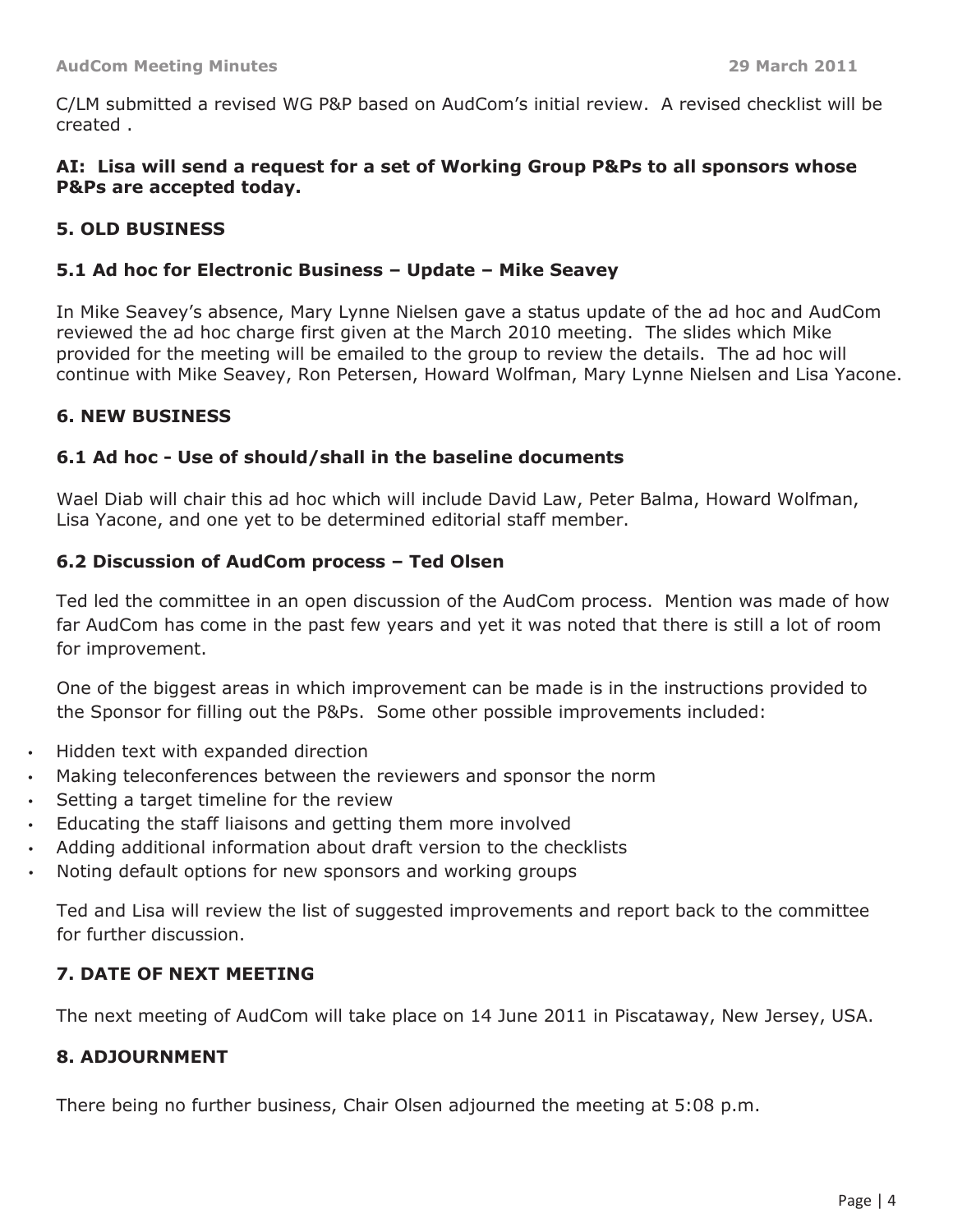C/LM submitted a revised WG P&P based on AudCom's initial review. A revised checklist will be created .

**AI: Lisa will send a request for a set of Working Group P&Ps to all sponsors whose P&Ps are accepted today.**

## 5. OLD BUSINESS

### 5.1 Ad hoc for Electronic Business – Update – Mike Seavey

In Mike Seavey's absence, Mary Lynne Nielsen gave a status update of the ad hoc and AudCom reviewed the ad hoc charge first given at the March 2010 meeting. The slides which Mike provided for the meeting will be emailed to the group to review the details. The ad hoc will continue with Mike Seavey, Ron Petersen, Howard Wolfman, Mary Lynne Nielsen and Lisa Yacone.

## 6. NEW BUSINESS

### 6.1 Ad hoc - Use of should/shall in the baseline documents

Wael Diab will chair this ad hoc which will include David Law, Peter Balma, Howard Wolfman, Lisa Yacone, and one yet to be determined editorial staff member.

### 6.2 Discussion of AudCom process – Ted Olsen

Ted led the committee in an open discussion of the AudCom process. Mention was made of how far AudCom has come in the past few years and yet it was noted that there is still a lot of room for improvement.

One of the biggest areas in which improvement can be made is in the instructions provided to the Sponsor for filling out the P&Ps. Some other possible improvements included:

- Hidden text with expanded direction
- Making teleconferences between the reviewers and sponsor the norm
- Setting a target timeline for the review
- Educating the staff liaisons and getting them more involved
- Adding additional information about draft version to the checklists
- Noting default options for new sponsors and working groups

Ted and Lisa will review the list of suggested improvements and report back to the committee for further discussion.

## 7. DATE OF NEXT MEETING

The next meeting of AudCom will take place on 14 June 2011 in Piscataway, New Jersey, USA.

## 8. ADJOURNMENT

There being no further business, Chair Olsen adjourned the meeting at 5:08 p.m.